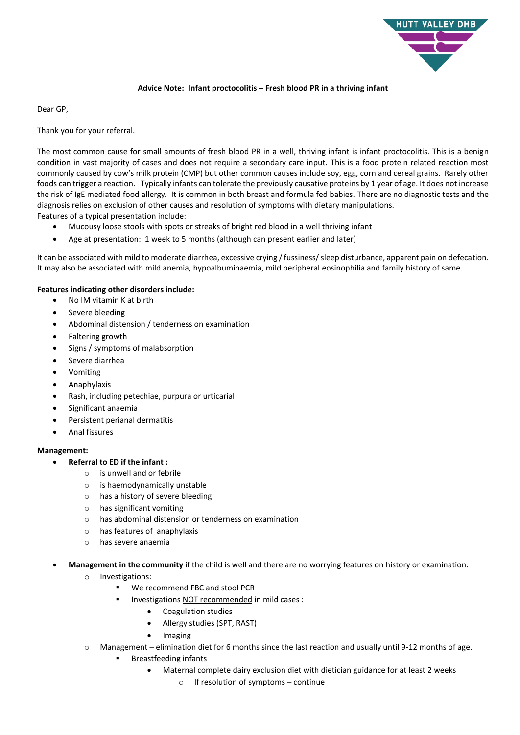**Advice Note: Infant proctocolitis – Fresh blood PR in a thriving infant**

Dear GP,

Thank you for your referral.

The most common cause for small amounts of fresh blood PR in a well, thriving infant is infant proctocolitis. This is a benign condition in vast majority of cases and does not require a secondary care input. This is a food protein related reaction most commonly caused by cow's milk protein (CMP) but other common causes include soy, egg, corn and cereal grains. Rarely other foods can trigger a reaction. Typically infants can tolerate the previously causative proteins by 1 year of age. It does not increase the risk of IgE mediated food allergy. It is common in both breast and formula fed babies. There are no diagnostic tests and the diagnosis relies on exclusion of other causes and resolution of symptoms with dietary manipulations.

Features of a typical presentation include:

- Mucousy loose stools with spots or streaks of bright red blood in a well thriving infant
- Age at presentation: 1 week to 5 months (although can present earlier and later)

It can be associated with mild to moderate diarrhea, excessive crying / fussiness/ sleep disturbance, apparent pain on defecation. It may also be associated with mild anemia, hypoalbuminaemia, mild peripheral eosinophilia and family history of same.

**Features indicating other disorders include:**

- No IM vitamin K at birth
- Severe bleeding
- Abdominal distension / tenderness on examination
- Faltering growth
- Signs / symptoms of malabsorption
- Severe diarrhea
- Vomiting
- Anaphylaxis
- Rash, including petechiae, purpura or urticarial
- Significant anaemia
- Persistent perianal dermatitis
- Anal fissures

**Management:**

- **Referral to ED if the infant :**
  - is unwell and or febrile
  - is haemodynamically unstable
  - has a history of severe bleeding
  - has significant vomiting
  - has abdominal distension or tenderness on examination
  - has features of anaphylaxis
  - has severe anaemia

- **Management in the community** if the child is well and there are no worrying features on history or examination:
  - Investigations:
    - We recommend FBC and stool PCR
    - Investigations NOT recommended in mild cases :
      - Coagulation studies
      - Allergy studies (SPT, RAST)
      - Imaging
  - Management – elimination diet for 6 months since the last reaction and usually until 9-12 months of age.
    - Breastfeeding infants
      - Maternal complete dairy exclusion diet with dietician guidance for at least 2 weeks
        - If resolution of symptoms – continue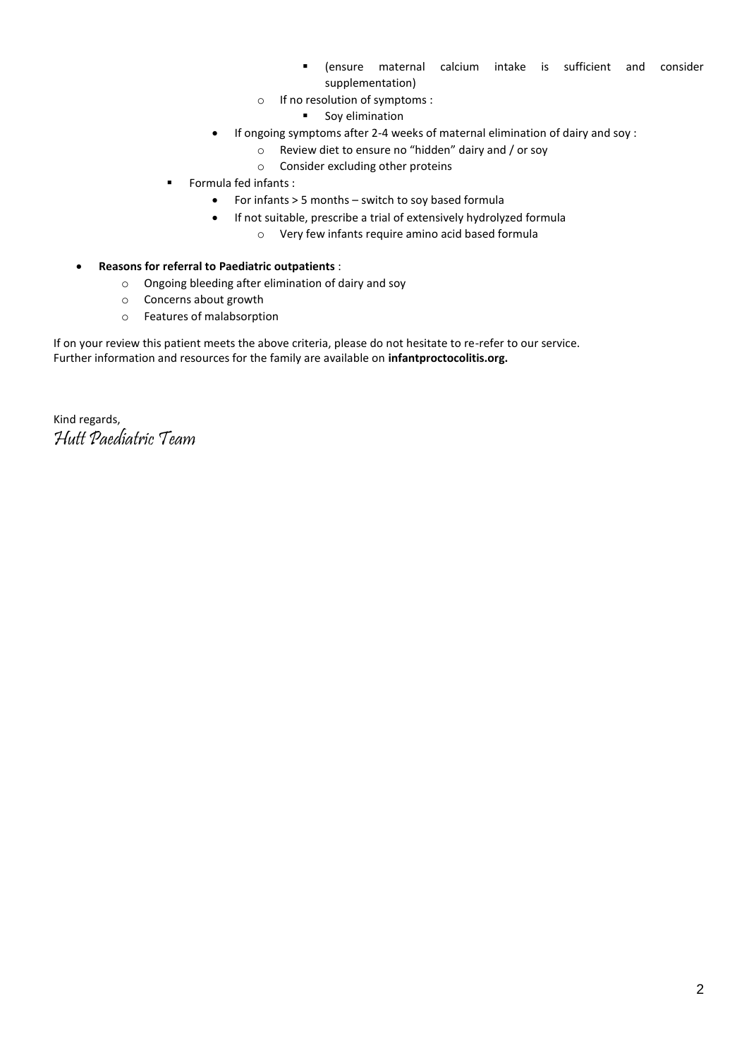- (ensure maternal calcium intake is sufficient and consider supplementation)
    - If no resolution of symptoms :
      - Soy elimination
  - If ongoing symptoms after 2-4 weeks of maternal elimination of dairy and soy :
    - Review diet to ensure no "hidden" dairy and / or soy
    - Consider excluding other proteins
- Formula fed infants :
  - For infants > 5 months – switch to soy based formula
  - If not suitable, prescribe a trial of extensively hydrolyzed formula
    - Very few infants require amino acid based formula

- **Reasons for referral to Paediatric outpatients** :
  - Ongoing bleeding after elimination of dairy and soy
  - Concerns about growth
  - Features of malabsorption

If on your review this patient meets the above criteria, please do not hesitate to re-refer to our service.
Further information and resources for the family are available on **infantproctocolitis.org.**

Kind regards,
*Hutt Paediatric Team*